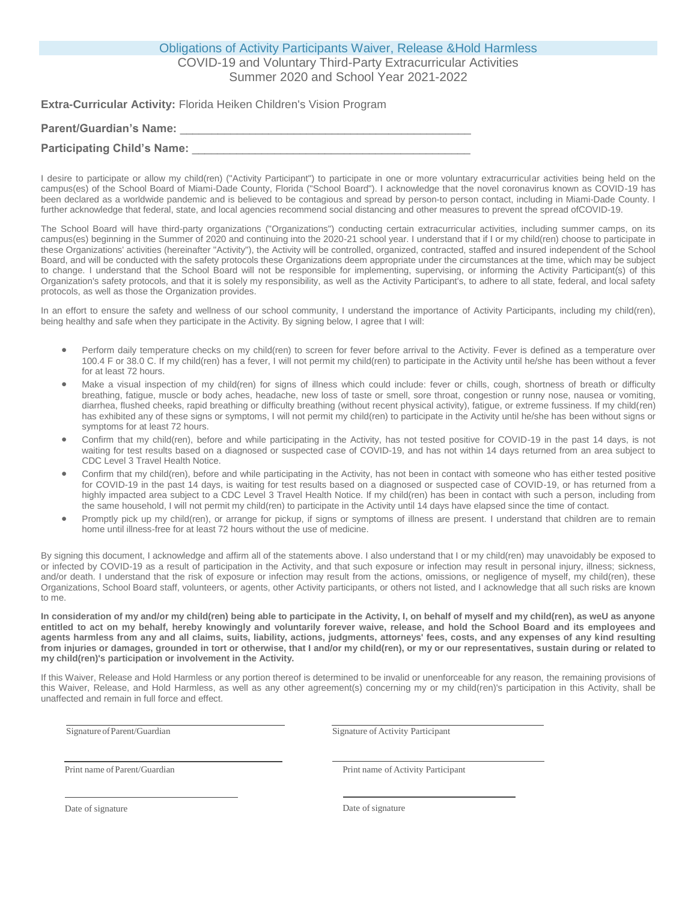## Obligations of Activity Participants Waiver, Release &Hold Harmless

### COVID-19 and Voluntary Third-Party Extracurricular Activities
### Summer 2020 and School Year 2021-2022

**Extra-Curricular Activity:** Florida Heiken Children's Vision Program

**Parent/Guardian's Name:** _______________________________________________

**Participating Child's Name:** ____________________________________________

I desire to participate or allow my child(ren) ("Activity Participant") to participate in one or more voluntary extracurricular activities being held on the campus(es) of the School Board of Miami-Dade County, Florida ("School Board"). I acknowledge that the novel coronavirus known as COVID-19 has been declared as a worldwide pandemic and is believed to be contagious and spread by person-to person contact, including in Miami-Dade County. I further acknowledge that federal, state, and local agencies recommend social distancing and other measures to prevent the spread ofCOVID-19.

The School Board will have third-party organizations ("Organizations") conducting certain extracurricular activities, including summer camps, on its campus(es) beginning in the Summer of 2020 and continuing into the 2020-21 school year. I understand that if I or my child(ren) choose to participate in these Organizations' activities (hereinafter "Activity"), the Activity will be controlled, organized, contracted, staffed and insured independent of the School Board, and will be conducted with the safety protocols these Organizations deem appropriate under the circumstances at the time, which may be subject to change. I understand that the School Board will not be responsible for implementing, supervising, or informing the Activity Participant(s) of this Organization's safety protocols, and that it is solely my responsibility, as well as the Activity Participant's, to adhere to all state, federal, and local safety protocols, as well as those the Organization provides.

In an effort to ensure the safety and wellness of our school community, I understand the importance of Activity Participants, including my child(ren), being healthy and safe when they participate in the Activity. By signing below, I agree that I will:

- Perform daily temperature checks on my child(ren) to screen for fever before arrival to the Activity. Fever is defined as a temperature over 100.4 F or 38.0 C. If my child(ren) has a fever, I will not permit my child(ren) to participate in the Activity until he/she has been without a fever for at least 72 hours.
- Make a visual inspection of my child(ren) for signs of illness which could include: fever or chills, cough, shortness of breath or difficulty breathing, fatigue, muscle or body aches, headache, new loss of taste or smell, sore throat, congestion or runny nose, nausea or vomiting, diarrhea, flushed cheeks, rapid breathing or difficulty breathing (without recent physical activity), fatigue, or extreme fussiness. If my child(ren) has exhibited any of these signs or symptoms, I will not permit my child(ren) to participate in the Activity until he/she has been without signs or symptoms for at least 72 hours.
- Confirm that my child(ren), before and while participating in the Activity, has not tested positive for COVID-19 in the past 14 days, is not waiting for test results based on a diagnosed or suspected case of COVID-19, and has not within 14 days returned from an area subject to CDC Level 3 Travel Health Notice.
- Confirm that my child(ren), before and while participating in the Activity, has not been in contact with someone who has either tested positive for COVID-19 in the past 14 days, is waiting for test results based on a diagnosed or suspected case of COVID-19, or has returned from a highly impacted area subject to a CDC Level 3 Travel Health Notice. If my child(ren) has been in contact with such a person, including from the same household, I will not permit my child(ren) to participate in the Activity until 14 days have elapsed since the time of contact.
- Promptly pick up my child(ren), or arrange for pickup, if signs or symptoms of illness are present. I understand that children are to remain home until illness-free for at least 72 hours without the use of medicine.

By signing this document, I acknowledge and affirm all of the statements above. I also understand that I or my child(ren) may unavoidably be exposed to or infected by COVID-19 as a result of participation in the Activity, and that such exposure or infection may result in personal injury, illness; sickness, and/or death. I understand that the risk of exposure or infection may result from the actions, omissions, or negligence of myself, my child(ren), these Organizations, School Board staff, volunteers, or agents, other Activity participants, or others not listed, and I acknowledge that all such risks are known to me.

**In consideration of my and/or my child(ren) being able to participate in the Activity, I, on behalf of myself and my child(ren), as weU as anyone entitled to act on my behalf, hereby knowingly and voluntarily forever waive, release, and hold the School Board and its employees and agents harmless from any and all claims, suits, liability, actions, judgments, attorneys' fees, costs, and any expenses of any kind resulting from injuries or damages, grounded in tort or otherwise, that I and/or my child(ren), or my or our representatives, sustain during or related to my child(ren)'s participation or involvement in the Activity.**

If this Waiver, Release and Hold Harmless or any portion thereof is determined to be invalid or unenforceable for any reason, the remaining provisions of this Waiver, Release, and Hold Harmless, as well as any other agreement(s) concerning my or my child(ren)'s participation in this Activity, shall be unaffected and remain in full force and effect.

| | |
|---|---|
| ______________________________ | ______________________________ |
| Signature of Parent/Guardian | Signature of Activity Participant |
| ______________________________ | ______________________________ |
| Print name of Parent/Guardian | Print name of Activity Participant |
| ______________________________ | ______________________________ |
| Date of signature | Date of signature |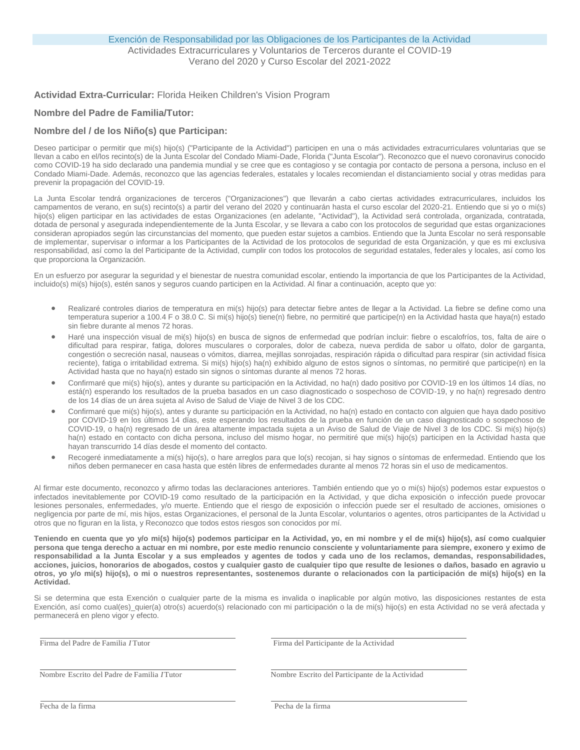# Exención de Responsabilidad por las Obligaciones de los Participantes de la Actividad

Actividades Extracurriculares y Voluntarios de Terceros durante el COVID-19
Verano del 2020 y Curso Escolar del 2021-2022

**Actividad Extra-Curricular:** Florida Heiken Children's Vision Program

**Nombre del Padre de Familia/Tutor:**

**Nombre del / de los Niño(s) que Participan:**

Deseo participar o permitir que mi(s) hijo(s) ("Participante de la Actividad") participen en una o más actividades extracurriculares voluntarias que se llevan a cabo en el/los recinto(s) de la Junta Escolar del Condado Miami-Dade, Florida ("Junta Escolar"). Reconozco que el nuevo coronavirus conocido como COVID-19 ha sido declarado una pandemia mundial y se cree que es contagioso y se contagia por contacto de persona a persona, incluso en el Condado Miami-Dade. Además, reconozco que las agencias federales, estatales y locales recomiendan el distanciamiento social y otras medidas para prevenir la propagación del COVID-19.

La Junta Escolar tendrá organizaciones de terceros ("Organizaciones") que llevarán a cabo ciertas actividades extracurriculares, incluidos los campamentos de verano, en su(s) recinto(s) a partir del verano del 2020 y continuarán hasta el curso escolar del 2020-21. Entiendo que si yo o mi(s) hijo(s) eligen participar en las actividades de estas Organizaciones (en adelante, "Actividad"), la Actividad será controlada, organizada, contratada, dotada de personal y asegurada independientemente de la Junta Escolar, y se llevara a cabo con los protocolos de seguridad que estas organizaciones consideran apropiados según las circunstancias del momento, que pueden estar sujetos a cambios. Entiendo que la Junta Escolar no será responsable de implementar, supervisar o informar a los Participantes de la Actividad de los protocolos de seguridad de esta Organización, y que es mi exclusiva responsabilidad, así como la del Participante de la Actividad, cumplir con todos los protocolos de seguridad estatales, federales y locales, así como los que proporciona la Organización.

En un esfuerzo por asegurar la seguridad y el bienestar de nuestra comunidad escolar, entiendo la importancia de que los Participantes de la Actividad, incluido(s) mi(s) hijo(s), estén sanos y seguros cuando participen en la Actividad. Al finar a continuación, acepto que yo:

- Realizaré controles diarios de temperatura en mi(s) hijo(s) para detectar fiebre antes de llegar a la Actividad. La fiebre se define como una temperatura superior a 100.4 F o 38.0 C. Si mi(s) hijo(s) tiene(n) fiebre, no permitiré que participe(n) en la Actividad hasta que haya(n) estado sin fiebre durante al menos 72 horas.
- Haré una inspección visual de mi(s) hijo(s) en busca de signos de enfermedad que podrían incluir: fiebre o escalofríos, tos, falta de aire o dificultad para respirar, fatiga, dolores musculares o corporales, dolor de cabeza, nueva perdida de sabor u olfato, dolor de garganta, congestión o secreción nasal, nauseas o vómitos, diarrea, mejillas sonrojadas, respiración rápida o dificultad para respirar (sin actividad física reciente), fatiga o irritabilidad extrema. Si mi(s) hijo(s) ha(n) exhibido alguno de estos signos o síntomas, no permitiré que participe(n) en la Actividad hasta que no haya(n) estado sin signos o síntomas durante al menos 72 horas.
- Confirmaré que mi(s) hijo(s), antes y durante su participación en la Actividad, no ha(n) dado positivo por COVID-19 en los últimos 14 días, no está(n) esperando los resultados de la prueba basados en un caso diagnosticado o sospechoso de COVID-19, y no ha(n) regresado dentro de los 14 días de un área sujeta al Aviso de Salud de Viaje de Nivel 3 de los CDC.
- Confirmaré que mi(s) hijo(s), antes y durante su participación en la Actividad, no ha(n) estado en contacto con alguien que haya dado positivo por COVID-19 en los últimos 14 días, este esperando los resultados de la prueba en función de un caso diagnosticado o sospechoso de COVID-19, o ha(n) regresado de un área altamente impactada sujeta a un Aviso de Salud de Viaje de Nivel 3 de los CDC. Si mi(s) hijo(s) ha(n) estado en contacto con dicha persona, incluso del mismo hogar, no permitiré que mi(s) hijo(s) participen en la Actividad hasta que hayan transcurrido 14 días desde el momento del contacto.
- Recogeré inmediatamente a mi(s) hijo(s), o hare arreglos para que lo(s) recojan, si hay signos o síntomas de enfermedad. Entiendo que los niños deben permanecer en casa hasta que estén libres de enfermedades durante al menos 72 horas sin el uso de medicamentos.

Al firmar este documento, reconozco y afirmo todas las declaraciones anteriores. También entiendo que yo o mi(s) hijo(s) podemos estar expuestos o infectados inevitablemente por COVID-19 como resultado de la participación en la Actividad, y que dicha exposición o infección puede provocar lesiones personales, enfermedades, y/o muerte. Entiendo que el riesgo de exposición o infección puede ser el resultado de acciones, omisiones o negligencia por parte de mí, mis hijos, estas Organizaciones, el personal de la Junta Escolar, voluntarios o agentes, otros participantes de la Actividad u otros que no figuran en la lista, y Reconozco que todos estos riesgos son conocidos por mí.

**Teniendo en cuenta que yo y/o mi(s) hijo(s) podemos participar en la Actividad, yo, en mi nombre y el de mi(s) hijo(s), así como cualquier persona que tenga derecho a actuar en mi nombre, por este medio renuncio consciente y voluntariamente para siempre, exonero y eximo de responsabilidad a la Junta Escolar y a sus empleados y agentes de todos y cada uno de los reclamos, demandas, responsabilidades, acciones, juicios, honorarios de abogados, costos y cualquier gasto de cualquier tipo que resulte de lesiones o daños, basado en agravio u otros, yo y/o mi(s) hijo(s), o mi o nuestros representantes, sostenemos durante o relacionados con la participación de mi(s) hijo(s) en la Actividad.**

Si se determina que esta Exención o cualquier parte de la misma es invalida o inaplicable por algún motivo, las disposiciones restantes de esta Exención, así como cual(es)_quier(a) otro(s) acuerdo(s) relacionado con mi participación o la de mi(s) hijo(s) en esta Actividad no se verá afectada y permanecerá en pleno vigor y efecto.

| | |
|---|---|
| Firma del Padre de Familia / Tutor | Firma del Participante de la Actividad |
| Nombre Escrito del Padre de Familia / Tutor | Nombre Escrito del Participante de la Actividad |
| Fecha de la firma | Pecha de la firma |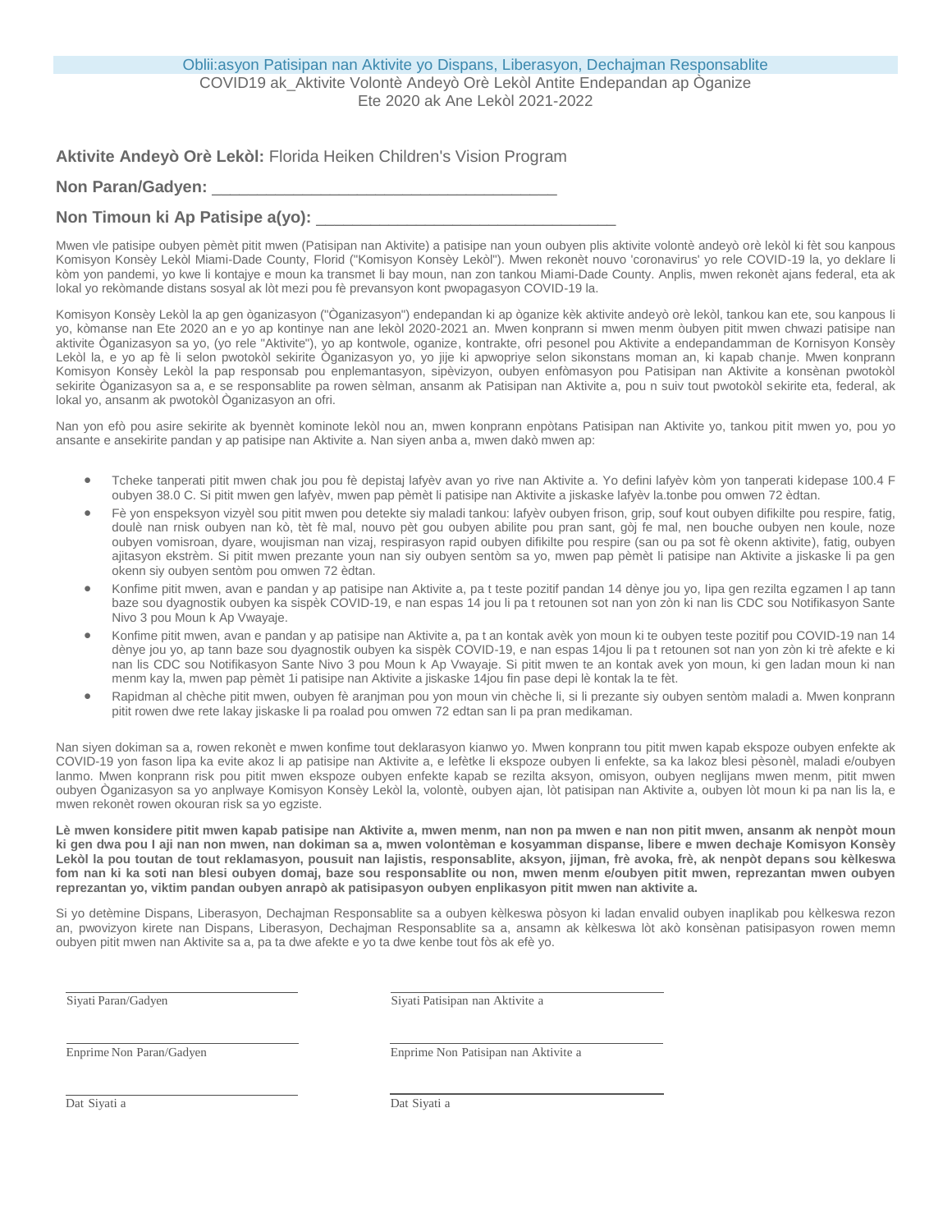# Oblii:asyon Patisipan nan Aktivite yo Dispans, Liberasyon, Dechajman Responsablite

COVID19 ak_Aktivite Volontè Andeyò Orè Lekòl Antite Endepandan ap Òganize
Ete 2020 ak Ane Lekòl 2021-2022

**Aktivite Andeyò Orè Lekòl:** Florida Heiken Children's Vision Program

**Non Paran/Gadyen:** ______________________________________

**Non Timoun ki Ap Patisipe a(yo):** _________________________________

Mwen vle patisipe oubyen pèmèt pitit mwen (Patisipan nan Aktivite) a patisipe nan youn oubyen plis aktivite volontè andeyò orè lekòl ki fèt sou kanpous Komisyon Konsèy Lekòl Miami-Dade County, Florid ("Komisyon Konsèy Lekòl"). Mwen rekonèt nouvo 'coronavirus' yo rele COVID-19 la, yo deklare li kòm yon pandemi, yo kwe li kontajye e moun ka transmet li bay moun, nan zon tankou Miami-Dade County. Anplis, mwen rekonèt ajans federal, eta ak lokal yo rekòmande distans sosyal ak lòt mezi pou fè prevansyon kont pwopagasyon COVID-19 la.

Komisyon Konsèy Lekòl la ap gen òganizasyon ("Òganizasyon") endepandan ki ap òganize kèk aktivite andeyò orè lekòl, tankou kan ete, sou kanpous li yo, kòmanse nan Ete 2020 an e yo ap kontinye nan ane lekòl 2020-2021 an. Mwen konprann si mwen menm òubyen pitit mwen chwazi patisipe nan aktivite Òganizasyon sa yo, (yo rele "Aktivite"), yo ap kontwole, organize, kontrakte, ofri pesonel pou Aktivite a endepandamman de Kornisyon Konsèy Lekòl la, e yo ap fè li selon pwotokòl sekirite Òganizasyon yo, yo jije ki apwopriye selon sikonstans moman an, ki kapab chanje. Mwen konprann Komisyon Konsèy Lekòl la pap responsab pou enplemantasyon, sipèvizyon, oubyen enfòmasyon pou Patisipan nan Aktivite a konsènan pwotokòl sekirite Òganizasyon sa a, e se responsablite pa rowen sèlman, ansanm ak Patisipan nan Aktivite a, pou n suiv tout pwotokòl sekirite eta, federal, ak lokal yo, ansanm ak pwotokòl Òganizasyon an ofri.

Nan yon efò pou asire sekirite ak byennèt kominote lekòl nou an, mwen konprann enpòtans Patisipan nan Aktivite yo, tankou pitit mwen yo, pou yo ansante e ansekirite pandan y ap patisipe nan Aktivite a. Nan siyen anba a, mwen dakò mwen ap:

- Tcheke tanperati pitit mwen chak jou pou fè depistaj lafyèv avan yo rive nan Aktivite a. Yo defini lafyèv kòm yon tanperati kidepase 100.4 F oubyen 38.0 C. Si pitit mwen gen lafyèv, mwen pap pèmèt li patisipe nan Aktivite a jiskaske lafyèv la.tonbe pou omwen 72 èdtan.
- Fè yon enspeksyon vizyèl sou pitit mwen pou detekte siy maladi tankou: lafyèv oubyen frison, grip, souf kout oubyen difikilte pou respire, fatig, doulè nan rnisk oubyen nan kò, tèt fè mal, nouvo pèt gou oubyen abilite pou pran sant, gòj fe mal, nen bouche oubyen nen koule, noze oubyen vomisroan, dyare, woujisman nan vizaj, respirasyon rapid oubyen difikilte pou respire (san ou pa sot fè okenn aktivite), fatig, oubyen ajitasyon ekstrèm. Si pitit mwen prezante youn nan siy oubyen sentòm sa yo, mwen pap pèmèt li patisipe nan Aktivite a jiskaske li pa gen okenn siy oubyen sentòm pou omwen 72 èdtan.
- Konfime pitit mwen, avan e pandan y ap patisipe nan Aktivite a, pa t teste pozitif pandan 14 dènye jou yo, Iipa gen rezilta egzamen l ap tann baze sou dyagnostik oubyen ka sispèk COVID-19, e nan espas 14 jou li pa t retounen sot nan yon zòn ki nan lis CDC sou Notifikasyon Sante Nivo 3 pou Moun k Ap Vwayaje.
- Konfime pitit mwen, avan e pandan y ap patisipe nan Aktivite a, pa t an kontak avèk yon moun ki te oubyen teste pozitif pou COVID-19 nan 14 dènye jou yo, ap tann baze sou dyagnostik oubyen ka sispèk COVID-19, e nan espas 14jou li pa t retounen sot nan yon zòn ki trè afekte e ki nan lis CDC sou Notifikasyon Sante Nivo 3 pou Moun k Ap Vwayaje. Si pitit mwen te an kontak avek yon moun, ki gen ladan moun ki nan menm kay la, mwen pap pèmèt 1i patisipe nan Aktivite a jiskaske 14jou fin pase depi lè kontak la te fèt.
- Rapidman al chèche pitit mwen, oubyen fè aranjman pou yon moun vin chèche li, si li prezante siy oubyen sentòm maladi a. Mwen konprann pitit rowen dwe rete lakay jiskaske li pa roalad pou omwen 72 edtan san li pa pran medikaman.

Nan siyen dokiman sa a, rowen rekonèt e mwen konfime tout deklarasyon kianwo yo. Mwen konprann tou pitit mwen kapab ekspoze oubyen enfekte ak COVID-19 yon fason lipa ka evite akoz li ap patisipe nan Aktivite a, e lefètke li ekspoze oubyen li enfekte, sa ka lakoz blesi pèsonèl, maladi e/oubyen lanmo. Mwen konprann risk pou pitit mwen ekspoze oubyen enfekte kapab se rezilta aksyon, omisyon, oubyen neglijans mwen menm, pitit mwen oubyen Òganizasyon sa yo anplwaye Komisyon Konsèy Lekòl la, volontè, oubyen ajan, lòt patisipan nan Aktivite a, oubyen lòt moun ki pa nan lis la, e mwen rekonèt rowen okouran risk sa yo egziste.

**Lè mwen konsidere pitit mwen kapab patisipe nan Aktivite a, mwen menm, nan non pa mwen e nan non pitit mwen, ansanm ak nenpòt moun ki gen dwa pou I aji nan non mwen, nan dokiman sa a, mwen volontèman e kosyamman dispanse, libere e mwen dechaje Komisyon Konsèy Lekòl la pou toutan de tout reklamasyon, pousuit nan lajistis, responsablite, aksyon, jijman, frè avoka, frè, ak nenpòt depans sou kèlkeswa fom nan ki ka soti nan blesi oubyen domaj, baze sou responsablite ou non, mwen menm e/oubyen pitit mwen, reprezantan mwen oubyen reprezantan yo, viktim pandan oubyen anrapò ak patisipasyon oubyen enplikasyon pitit mwen nan aktivite a.**

Si yo detèmine Dispans, Liberasyon, Dechajman Responsablite sa a oubyen kèlkeswa pòsyon ki ladan envalid oubyen inaplikab pou kèlkeswa rezon an, pwovizyon kirete nan Dispans, Liberasyon, Dechajman Responsablite sa a, ansamn ak kèlkeswa lòt akò konsènan patisipasyon rowen memn oubyen pitit mwen nan Aktivite sa a, pa ta dwe afekte e yo ta dwe kenbe tout fòs ak efè yo.

| | |
|---|---|
| ______________________________ | ______________________________ |
| Siyati Paran/Gadyen | Siyati Patisipan nan Aktivite a |
| ______________________________ | ______________________________ |
| Enprime Non Paran/Gadyen | Enprime Non Patisipan nan Aktivite a |
| ______________________________ | ______________________________ |
| Dat Siyati a | Dat Siyati a |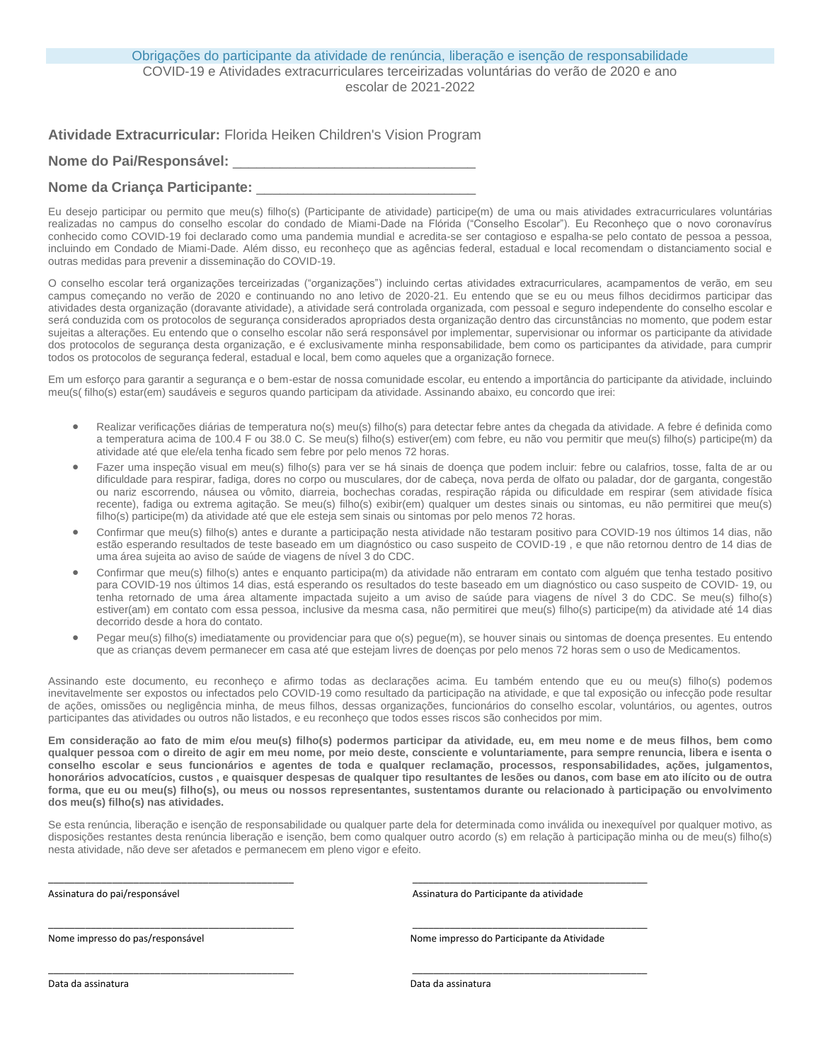# Obrigações do participante da atividade de renúncia, liberação e isenção de responsabilidade

COVID-19 e Atividades extracurriculares terceirizadas voluntárias do verão de 2020 e ano escolar de 2021-2022

**Atividade Extracurricular:** Florida Heiken Children's Vision Program

**Nome do Pai/Responsável:** ________________________________

**Nome da Criança Participante:** ____________________________

Eu desejo participar ou permito que meu(s) filho(s) (Participante de atividade) participe(m) de uma ou mais atividades extracurriculares voluntárias realizadas no campus do conselho escolar do condado de Miami-Dade na Flórida ("Conselho Escolar"). Eu Reconheço que o novo coronavírus conhecido como COVID-19 foi declarado como uma pandemia mundial e acredita-se ser contagioso e espalha-se pelo contato de pessoa a pessoa, incluindo em Condado de Miami-Dade. Além disso, eu reconheço que as agências federal, estadual e local recomendam o distanciamento social e outras medidas para prevenir a disseminação do COVID-19.

O conselho escolar terá organizações terceirizadas ("organizações") incluindo certas atividades extracurriculares, acampamentos de verão, em seu campus começando no verão de 2020 e continuando no ano letivo de 2020-21. Eu entendo que se eu ou meus filhos decidirmos participar das atividades desta organização (doravante atividade), a atividade será controlada organizada, com pessoal e seguro independente do conselho escolar e será conduzida com os protocolos de segurança considerados apropriados desta organização dentro das circunstâncias no momento, que podem estar sujeitas a alterações. Eu entendo que o conselho escolar não será responsável por implementar, supervisionar ou informar os participante da atividade dos protocolos de segurança desta organização, e é exclusivamente minha responsabilidade, bem como os participantes da atividade, para cumprir todos os protocolos de segurança federal, estadual e local, bem como aqueles que a organização fornece.

Em um esforço para garantir a segurança e o bem-estar de nossa comunidade escolar, eu entendo a importância do participante da atividade, incluindo meu(s( filho(s) estar(em) saudáveis e seguros quando participam da atividade. Assinando abaixo, eu concordo que irei:

- Realizar verificações diárias de temperatura no(s) meu(s) filho(s) para detectar febre antes da chegada da atividade. A febre é definida como a temperatura acima de 100.4 F ou 38.0 C. Se meu(s) filho(s) estiver(em) com febre, eu não vou permitir que meu(s) filho(s) participe(m) da atividade até que ele/ela tenha ficado sem febre por pelo menos 72 horas.
- Fazer uma inspeção visual em meu(s) filho(s) para ver se há sinais de doença que podem incluir: febre ou calafrios, tosse, falta de ar ou dificuldade para respirar, fadiga, dores no corpo ou musculares, dor de cabeça, nova perda de olfato ou paladar, dor de garganta, congestão ou nariz escorrendo, náusea ou vômito, diarreia, bochechas coradas, respiração rápida ou dificuldade em respirar (sem atividade física recente), fadiga ou extrema agitação. Se meu(s) filho(s) exibir(em) qualquer um destes sinais ou sintomas, eu não permitirei que meu(s) filho(s) participe(m) da atividade até que ele esteja sem sinais ou sintomas por pelo menos 72 horas.
- Confirmar que meu(s) filho(s) antes e durante a participação nesta atividade não testaram positivo para COVID-19 nos últimos 14 dias, não estão esperando resultados de teste baseado em um diagnóstico ou caso suspeito de COVID-19 , e que não retornou dentro de 14 dias de uma área sujeita ao aviso de saúde de viagens de nível 3 do CDC.
- Confirmar que meu(s) filho(s) antes e enquanto participa(m) da atividade não entraram em contato com alguém que tenha testado positivo para COVID-19 nos últimos 14 dias, está esperando os resultados do teste baseado em um diagnóstico ou caso suspeito de COVID- 19, ou tenha retornado de uma área altamente impactada sujeito a um aviso de saúde para viagens de nível 3 do CDC. Se meu(s) filho(s) estiver(am) em contato com essa pessoa, inclusive da mesma casa, não permitirei que meu(s) filho(s) participe(m) da atividade até 14 dias decorrido desde a hora do contato.
- Pegar meu(s) filho(s) imediatamente ou providenciar para que o(s) pegue(m), se houver sinais ou sintomas de doença presentes. Eu entendo que as crianças devem permanecer em casa até que estejam livres de doenças por pelo menos 72 horas sem o uso de Medicamentos.

Assinando este documento, eu reconheço e afirmo todas as declarações acima. Eu também entendo que eu ou meu(s) filho(s) podemos inevitavelmente ser expostos ou infectados pelo COVID-19 como resultado da participação na atividade, e que tal exposição ou infecção pode resultar de ações, omissões ou negligência minha, de meus filhos, dessas organizações, funcionários do conselho escolar, voluntários, ou agentes, outros participantes das atividades ou outros não listados, e eu reconheço que todos esses riscos são conhecidos por mim.

**Em consideração ao fato de mim e/ou meu(s) filho(s) podermos participar da atividade, eu, em meu nome e de meus filhos, bem como qualquer pessoa com o direito de agir em meu nome, por meio deste, consciente e voluntariamente, para sempre renuncia, libera e isenta o conselho escolar e seus funcionários e agentes de toda e qualquer reclamação, processos, responsabilidades, ações, julgamentos, honorários advocatícios, custos , e quaisquer despesas de qualquer tipo resultantes de lesões ou danos, com base em ato ilícito ou de outra forma, que eu ou meu(s) filho(s), ou meus ou nossos representantes, sustentamos durante ou relacionado à participação ou envolvimento dos meu(s) filho(s) nas atividades.**

Se esta renúncia, liberação e isenção de responsabilidade ou qualquer parte dela for determinada como inválida ou inexequível por qualquer motivo, as disposições restantes desta renúncia liberação e isenção, bem como qualquer outro acordo (s) em relação à participação minha ou de meu(s) filho(s) nesta atividade, não deve ser afetados e permanecem em pleno vigor e efeito.

| | |
|---|---|
| ___________________________________ | ___________________________________ |
| Assinatura do pai/responsável | Assinatura do Participante da atividade |
| ___________________________________ | ___________________________________ |
| Nome impresso do pas/responsável | Nome impresso do Participante da Atividade |
| ___________________________________ | ___________________________________ |
| Data da assinatura | Data da assinatura |